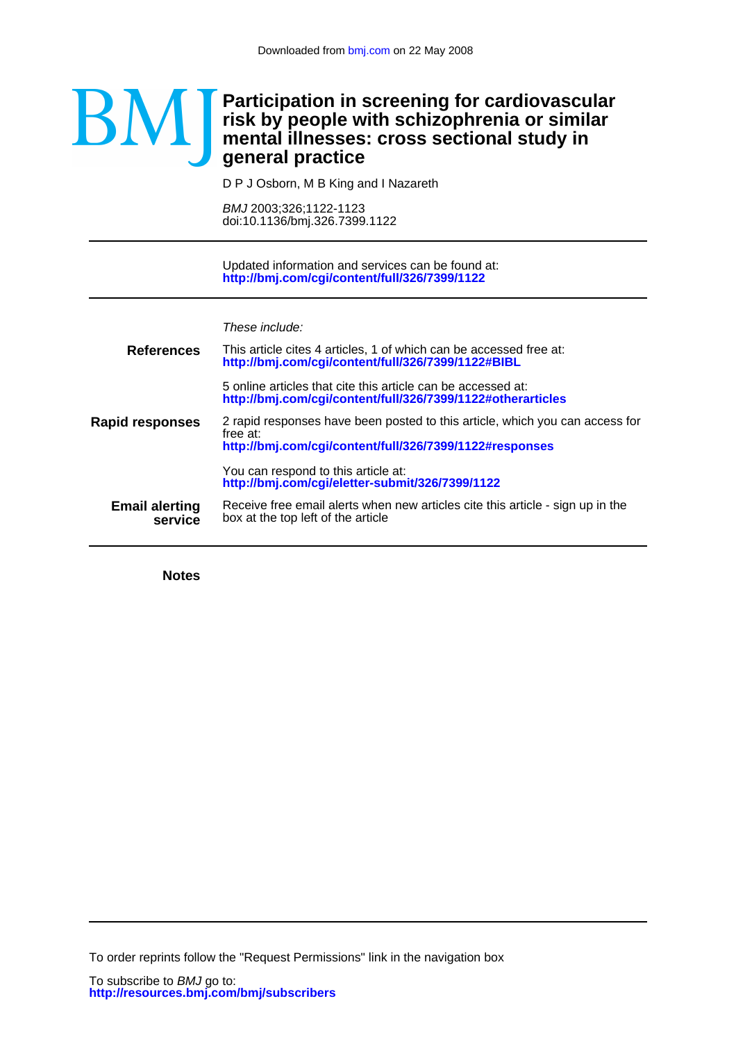Downloaded from bmj.com on 22 May 2008

BMJ

# Participation in screening for cardiovascular risk by people with schizophrenia or similar mental illnesses: cross sectional study in general practice

D P J Osborn, M B King and I Nazareth

*BMJ* 2003;326;1122-1123
doi:10.1136/bmj.326.7399.1122

---

Updated information and services can be found at:
**http://bmj.com/cgi/content/full/326/7399/1122**

---

*These include:*

**References**

This article cites 4 articles, 1 of which can be accessed free at:
**http://bmj.com/cgi/content/full/326/7399/1122#BIBL**

5 online articles that cite this article can be accessed at:
**http://bmj.com/cgi/content/full/326/7399/1122#otherarticles**

**Rapid responses**

2 rapid responses have been posted to this article, which you can access for free at:
**http://bmj.com/cgi/content/full/326/7399/1122#responses**

You can respond to this article at:
**http://bmj.com/cgi/eletter-submit/326/7399/1122**

**Email alerting service**

Receive free email alerts when new articles cite this article - sign up in the box at the top left of the article

---

**Notes**

---

To order reprints follow the "Request Permissions" link in the navigation box

To subscribe to *BMJ* go to:
**http://resources.bmj.com/bmj/subscribers**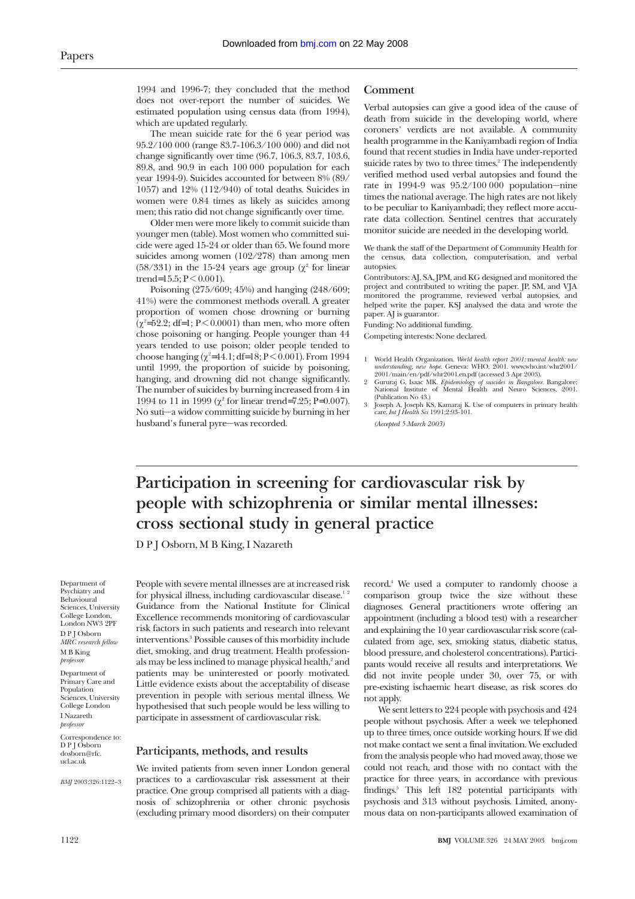1994 and 1996-7; they concluded that the method does not over-report the number of suicides. We estimated population using census data (from 1994), which are updated regularly.

The mean suicide rate for the 6 year period was 95.2/100 000 (range 83.7-106.3/100 000) and did not change significantly over time (96.7, 106.3, 83.7, 103.6, 89.8, and 90.9 in each 100 000 population for each year 1994-9). Suicides accounted for between 8% (89/1057) and 12% (112/940) of total deaths. Suicides in women were 0.84 times as likely as suicides among men; this ratio did not change significantly over time.

Older men were more likely to commit suicide than younger men (table). Most women who committed suicide were aged 15-24 or older than 65. We found more suicides among women (102/278) than among men (58/331) in the 15-24 years age group ($\chi^2$ for linear trend=15.5; $P<0.001$).

Poisoning (275/609; 45%) and hanging (248/609; 41%) were the commonest methods overall. A greater proportion of women chose drowning or burning ($\chi^2$=52.2; df=1; $P<0.0001$) than men, who more often chose poisoning or hanging. People younger than 44 years tended to use poison; older people tended to choose hanging ($\chi^2$=44.1; df=18; $P<0.001$). From 1994 until 1999, the proportion of suicide by poisoning, hanging, and drowning did not change significantly. The number of suicides by burning increased from 4 in 1994 to 11 in 1999 ($\chi^2$ for linear trend=7.25; P=0.007). No suti—a widow committing suicide by burning in her husband's funeral pyre—was recorded.

## Comment

Verbal autopsies can give a good idea of the cause of death from suicide in the developing world, where coroners' verdicts are not available. A community health programme in the Kaniyambadi region of India found that recent studies in India have under-reported suicide rates by two to three times.[2] The independently verified method used verbal autopsies and found the rate in 1994-9 was 95.2/100 000 population—nine times the national average. The high rates are not likely to be peculiar to Kaniyambadi; they reflect more accurate data collection. Sentinel centres that accurately monitor suicide are needed in the developing world.

We thank the staff of the Department of Community Health for the census, data collection, computerisation, and verbal autopsies.

Contributors: AJ, SA, JPM, and KG designed and monitored the project and contributed to writing the paper. JP, SM, and VJA monitored the programme, reviewed verbal autopsies, and helped write the paper. KSJ analysed the data and wrote the paper. AJ is guarantor.

Funding: No additional funding.

Competing interests: None declared.

1 World Health Organization. *World health report 2001: mental health: new understanding, new hope.* Geneva: WHO, 2001. www.who.int/whr2001/2001/main/en/pdf/whr2001.en.pdf (accessed 3 Apr 2003).
2 Gururaj G, Isaac MK. *Epidemiology of suicides in Bangalore.* Bangalore: National Institute of Mental Health and Neuro Sciences, 2001. (Publication No 43.)
3 Joseph A, Joseph KS, Kamaraj K. Use of computers in primary health care. *Int J Health Sci* 1991;2:93-101.

*(Accepted 5 March 2003)*

# Participation in screening for cardiovascular risk by people with schizophrenia or similar mental illnesses: cross sectional study in general practice

D P J Osborn, M B King, I Nazareth

Department of Psychiatry and Behavioural Sciences, University College London, London NW3 2PF
D P J Osborn *MRC research fellow*
M B King *professor*

Department of Primary Care and Population Sciences, University College London
I Nazareth *professor*

Correspondence to: D P J Osborn dosborn@rfc.ucl.ac.uk

*BMJ* 2003;326:1122–3

People with severe mental illnesses are at increased risk for physical illness, including cardiovascular disease.[1,2] Guidance from the National Institute for Clinical Excellence recommends monitoring of cardiovascular risk factors in such patients and research into relevant interventions.[3] Possible causes of this morbidity include diet, smoking, and drug treatment. Health professionals may be less inclined to manage physical health,[2] and patients may be uninterested or poorly motivated. Little evidence exists about the acceptability of disease prevention in people with serious mental illness. We hypothesised that such people would be less willing to participate in assessment of cardiovascular risk.

## Participants, methods, and results

We invited patients from seven inner London general practices to a cardiovascular risk assessment at their practice. One group comprised all patients with a diagnosis of schizophrenia or other chronic psychosis (excluding primary mood disorders) on their computer record.[4] We used a computer to randomly choose a comparison group twice the size without these diagnoses. General practitioners wrote offering an appointment (including a blood test) with a researcher and explaining the 10 year cardiovascular risk score (calculated from age, sex, smoking status, diabetic status, blood pressure, and cholesterol concentrations). Participants would receive all results and interpretations. We did not invite people under 30, over 75, or with pre-existing ischaemic heart disease, as risk scores do not apply.

We sent letters to 224 people with psychosis and 424 people without psychosis. After a week we telephoned up to three times, once outside working hours. If we did not make contact we sent a final invitation. We excluded from the analysis people who had moved away, those we could not reach, and those with no contact with the practice for three years, in accordance with previous findings.[5] This left 182 potential participants with psychosis and 313 without psychosis. Limited, anonymous data on non-participants allowed examination of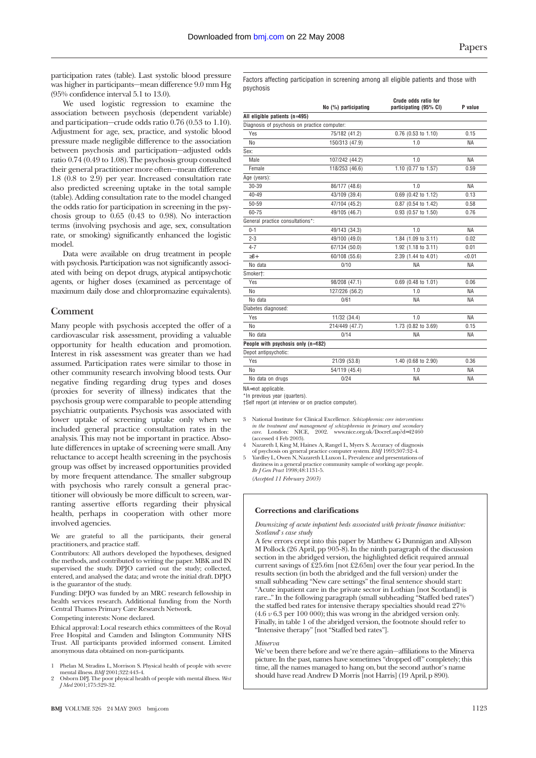participation rates (table). Last systolic blood pressure was higher in participants—mean difference 9.0 mm Hg (95% confidence interval 5.1 to 13.0).

We used logistic regression to examine the association between psychosis (dependent variable) and participation—crude odds ratio 0.76 (0.53 to 1.10). Adjustment for age, sex, practice, and systolic blood pressure made negligible difference to the association between psychosis and participation—adjusted odds ratio 0.74 (0.49 to 1.08). The psychosis group consulted their general practitioner more often—mean difference 1.8 (0.8 to 2.9) per year. Increased consultation rate also predicted screening uptake in the total sample (table). Adding consultation rate to the model changed the odds ratio for participation in screening in the psychosis group to 0.65 (0.43 to 0.98). No interaction terms (involving psychosis and age, sex, consultation rate, or smoking) significantly enhanced the logistic model.

Data were available on drug treatment in people with psychosis. Participation was not significantly associated with being on depot drugs, atypical antipsychotic agents, or higher doses (examined as percentage of maximum daily dose and chlorpromazine equivalents).

Factors affecting participation in screening among all eligible patients and those with psychosis

| | No (%) participating | Crude odds ratio for participating (95% CI) | P value |
|---|---|---|---|
| **All eligible patients (n=495)** | | | |
| Diagnosis of psychosis on practice computer: | | | |
| Yes | 75/182 (41.2) | 0.76 (0.53 to 1.10) | 0.15 |
| No | 150/313 (47.9) | 1.0 | NA |
| Sex: | | | |
| Male | 107/242 (44.2) | 1.0 | NA |
| Female | 118/253 (46.6) | 1.10 (0.77 to 1.57) | 0.59 |
| Age (years): | | | |
| 30-39 | 86/177 (48.6) | 1.0 | NA |
| 40-49 | 43/109 (39.4) | 0.69 (0.42 to 1.12) | 0.13 |
| 50-59 | 47/104 (45.2) | 0.87 (0.54 to 1.42) | 0.58 |
| 60-75 | 49/105 (46.7) | 0.93 (0.57 to 1.50) | 0.76 |
| General practice consultations*: | | | |
| 0-1 | 49/143 (34.3) | 1.0 | NA |
| 2-3 | 49/100 (49.0) | 1.84 (1.09 to 3.11) | 0.02 |
| 4-7 | 67/134 (50.0) | 1.92 (1.18 to 3.11) | 0.01 |
| ≥8+ | 60/108 (55.6) | 2.39 (1.44 to 4.01) | <0.01 |
| No data | 0/10 | NA | NA |
| Smoker†: | | | |
| Yes | 98/208 (47.1) | 0.69 (0.48 to 1.01) | 0.06 |
| No | 127/226 (56.2) | 1.0 | NA |
| No data | 0/61 | NA | NA |
| Diabetes diagnosed: | | | |
| Yes | 11/32 (34.4) | 1.0 | NA |
| No | 214/449 (47.7) | 1.73 (0.82 to 3.69) | 0.15 |
| No data | 0/14 | NA | NA |
| **People with psychosis only (n=182)** | | | |
| Depot antipsychotic: | | | |
| Yes | 21/39 (53.8) | 1.40 (0.68 to 2.90) | 0.36 |
| No | 54/119 (45.4) | 1.0 | NA |
| No data on drugs | 0/24 | NA | NA |

NA=not applicable.
*In previous year (quarters).
†Self report (at interview or on practice computer).

## Comment

Many people with psychosis accepted the offer of a cardiovascular risk assessment, providing a valuable opportunity for health education and promotion. Interest in risk assessment was greater than we had assumed. Participation rates were similar to those in other community research involving blood tests. Our negative finding regarding drug types and doses (proxies for severity of illness) indicates that the psychosis group were comparable to people attending psychiatric outpatients. Psychosis was associated with lower uptake of screening uptake only when we included general practice consultation rates in the analysis. This may not be important in practice. Absolute differences in uptake of screening were small. Any reluctance to accept health screening in the psychosis group was offset by increased opportunities provided by more frequent attendance. The smaller subgroup with psychosis who rarely consult a general practitioner will obviously be more difficult to screen, warranting assertive efforts regarding their physical health, perhaps in cooperation with other more involved agencies.

We are grateful to all the participants, their general practitioners, and practice staff.

Contributors: All authors developed the hypotheses, designed the methods, and contributed to writing the paper. MBK and IN supervised the study. DPJO carried out the study; collected, entered, and analysed the data; and wrote the initial draft. DPJO is the guarantor of the study.

Funding: DPJO was funded by an MRC research fellowship in health services research. Additional funding from the North Central Thames Primary Care Research Network.

Competing interests: None declared.

Ethical approval: Local research ethics committees of the Royal Free Hospital and Camden and Islington Community NHS Trust. All participants provided informed consent. Limited anonymous data obtained on non-participants.

1. Phelan M, Stradins L, Morrison S. Physical health of people with severe mental illness. *BMJ* 2001;322:443-4.
2. Osborn DPJ. The poor physical health of people with mental illness. *West J Med* 2001;175:329-32.
3. National Institute for Clinical Excellence. *Schizophrenia: core interventions in the treatment and management of schizophrenia in primary and secondary care.* London: NICE, 2002. www.nice.org.uk/Docref.asp?d=42460 (accessed 4 Feb 2003).
4. Nazareth I, King M, Haines A, Rangel L, Myers S. Accuracy of diagnosis of psychosis on general practice computer system. *BMJ* 1993;307:32-4.
5. Yardley L, Owen N, Nazareth I, Luxon L. Prevalence and presentations of dizziness in a general practice community sample of working age people. *Br J Gen Pract* 1998;48:1131-5.

*(Accepted 11 February 2003)*

### Corrections and clarifications

*Downsizing of acute inpatient beds associated with private finance initiative: Scotland's case study*

A few errors crept into this paper by Matthew G Dunnigan and Allyson M Pollock (26 April, pp 905-8). In the ninth paragraph of the discussion section in the abridged version, the highlighted deficit required annual current savings of £25.6m [not £2.65m] over the four year period. In the results section (in both the abridged and the full version) under the small subheading "New care settings" the final sentence should start: "Acute inpatient care in the private sector in Lothian [not Scotland] is rare..." In the following paragraph (small subheading "Staffed bed rates") the staffed bed rates for intensive therapy specialties should read 27% (4.6 *v* 6.3 per 100 000); this was wrong in the abridged version only. Finally, in table 1 of the abridged version, the footnote should refer to "Intensive therapy" [not "Staffed bed rates"].

*Minerva*

We've been there before and we're there again—affiliations to the Minerva picture. In the past, names have sometimes "dropped off" completely; this time, all the names managed to hang on, but the second author's name should have read Andrew D Morris [not Harris] (19 April, p 890).